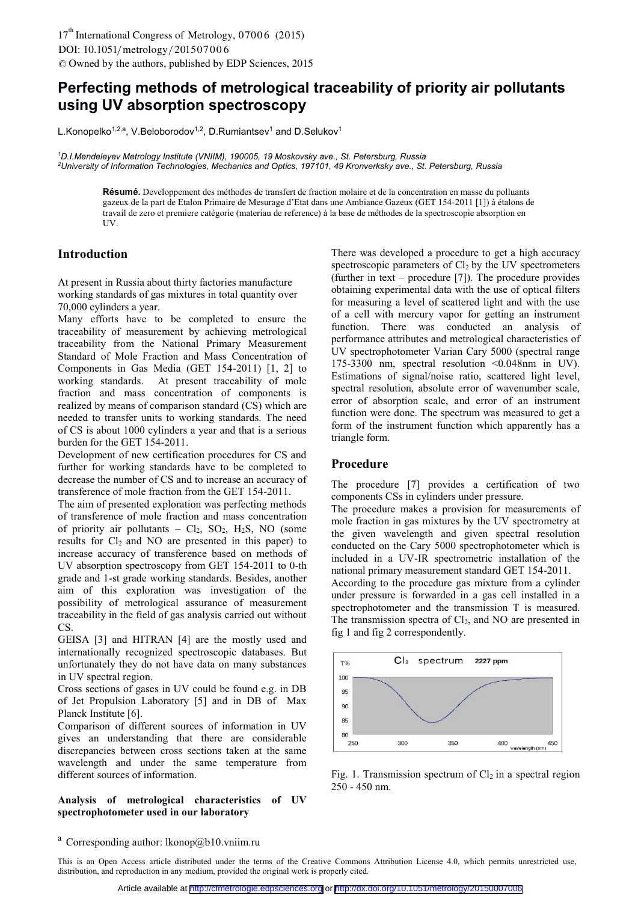# Perfecting methods of metrological traceability of priority air pollutants using UV absorption spectroscopy

L.Konopelko[1,2,a], V.Beloborodov[1,2], D.Rumiantsev[1] and D.Selukov[1]

[1] *D.I.Mendeleyev Metrology Institute (VNIIM), 190005, 19 Moskovsky ave., St. Petersburg, Russia*
[2] *University of Information Technologies, Mechanics and Optics, 197101, 49 Kronverksky ave., St. Petersburg, Russia*

**Résumé.** Developpement des méthodes de transfert de fraction molaire et de la concentration en masse du polluants gazeux de la part de Etalon Primaire de Mesurage d'Etat dans une Ambiance Gazeux (GET 154-2011 [1]) à étalons de travail de zero et premiere catégorie (materiau de reference) à la base de méthodes de la spectroscopie absorption en UV.

## Introduction

At present in Russia about thirty factories manufacture working standards of gas mixtures in total quantity over 70,000 cylinders a year.

Many efforts have to be completed to ensure the traceability of measurement by achieving metrological traceability from the National Primary Measurement Standard of Mole Fraction and Mass Concentration of Components in Gas Media (GET 154-2011) [1, 2] to working standards. At present traceability of mole fraction and mass concentration of components is realized by means of comparison standard (CS) which are needed to transfer units to working standards. The need of CS is about 1000 cylinders a year and that is a serious burden for the GET 154-2011.

Development of new certification procedures for CS and further for working standards have to be completed to decrease the number of CS and to increase an accuracy of transference of mole fraction from the GET 154-2011.

The aim of presented exploration was perfecting methods of transference of mole fraction and mass concentration of priority air pollutants – $Cl_2$, $SO_2$, $H_2S$, NO (some results for $Cl_2$ and NO are presented in this paper) to increase accuracy of transference based on methods of UV absorption spectroscopy from GET 154-2011 to 0-th grade and 1-st grade working standards. Besides, another aim of this exploration was investigation of the possibility of metrological assurance of measurement traceability in the field of gas analysis carried out without CS.

GEISA [3] and HITRAN [4] are the mostly used and internationally recognized spectroscopic databases. But unfortunately they do not have data on many substances in UV spectral region.

Cross sections of gases in UV could be found e.g. in DB of Jet Propulsion Laboratory [5] and in DB of Max Planck Institute [6].

Comparison of different sources of information in UV gives an understanding that there are considerable discrepancies between cross sections taken at the same wavelength and under the same temperature from different sources of information.

### Analysis of metrological characteristics of UV spectrophotometer used in our laboratory

There was developed a procedure to get a high accuracy spectroscopic parameters of $Cl_2$ by the UV spectrometers (further in text – procedure [7]). The procedure provides obtaining experimental data with the use of optical filters for measuring a level of scattered light and with the use of a cell with mercury vapor for getting an instrument function. There was conducted an analysis of performance attributes and metrological characteristics of UV spectrophotometer Varian Cary 5000 (spectral range 175-3300 nm, spectral resolution <0.048nm in UV). Estimations of signal/noise ratio, scattered light level, spectral resolution, absolute error of wavenumber scale, error of absorption scale, and error of an instrument function were done. The spectrum was measured to get a form of the instrument function which apparently has a triangle form.

## Procedure

The procedure [7] provides a certification of two components CSs in cylinders under pressure.

The procedure makes a provision for measurements of mole fraction in gas mixtures by the UV spectrometry at the given wavelength and given spectral resolution conducted on the Cary 5000 spectrophotometer which is included in a UV-IR spectrometric installation of the national primary measurement standard GET 154-2011.

According to the procedure gas mixture from a cylinder under pressure is forwarded in a gas cell installed in a spectrophotometer and the transmission T is measured. The transmission spectra of $Cl_2$, and NO are presented in fig 1 and fig 2 correspondently.

Fig. 1. Transmission spectrum of $Cl_2$ in a spectral region 250 - 450 nm.

[a] Corresponding author: lkonop@b10.vniim.ru

This is an Open Access article distributed under the terms of the Creative Commons Attribution License 4.0, which permits unrestricted use, distribution, and reproduction in any medium, provided the original work is properly cited.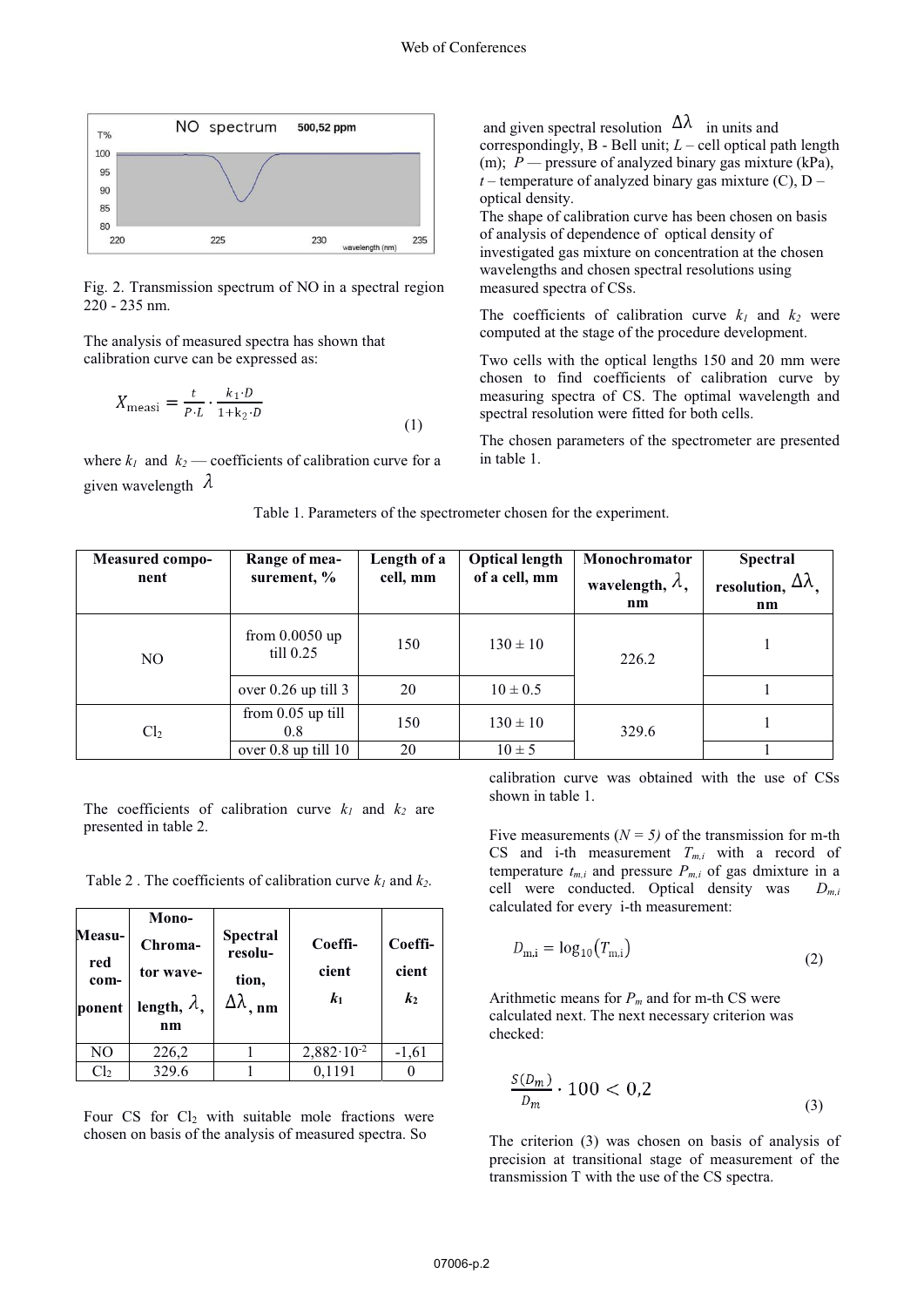Fig. 2. Transmission spectrum of NO in a spectral region 220 - 235 nm.

The analysis of measured spectra has shown that calibration curve can be expressed as:

$$X_{\mathrm{measi}} = \frac{t}{P \cdot L} \cdot \frac{k_1 \cdot D}{1 + k_2 \cdot D} \tag{1}$$

where $k_1$ and $k_2$ — coefficients of calibration curve for a given wavelength $\lambda$ and given spectral resolution $\Delta\lambda$ in units and correspondingly, B - Bell unit; $L$ – cell optical path length (m); $P$ — pressure of analyzed binary gas mixture (kPa), $t$ – temperature of analyzed binary gas mixture (C), D – optical density.

The shape of calibration curve has been chosen on basis of analysis of dependence of optical density of investigated gas mixture on concentration at the chosen wavelengths and chosen spectral resolutions using measured spectra of CSs.

The coefficients of calibration curve $k_1$ and $k_2$ were computed at the stage of the procedure development.

Two cells with the optical lengths 150 and 20 mm were chosen to find coefficients of calibration curve by measuring spectra of CS. The optimal wavelength and spectral resolution were fitted for both cells.

The chosen parameters of the spectrometer are presented in table 1.

Table 1. Parameters of the spectrometer chosen for the experiment.

| Measured component | Range of measurement, % | Length of a cell, mm | Optical length of a cell, mm | Monochromator wavelength, $\lambda$, nm | Spectral resolution, $\Delta\lambda$, nm |
|---|---|---|---|---|---|
| NO | from 0.0050 up till 0.25 | 150 | 130 ± 10 | 226.2 | 1 |
| | over 0.26 up till 3 | 20 | 10 ± 0.5 | | 1 |
| $Cl_2$ | from 0.05 up till 0.8 | 150 | 130 ± 10 | 329.6 | 1 |
| | over 0.8 up till 10 | 20 | 10 ± 5 | | 1 |

The coefficients of calibration curve $k_1$ and $k_2$ are presented in table 2.

Table 2 . The coefficients of calibration curve $k_1$ and $k_2$.

| Measured component | Monochromator wavelength, $\lambda$, nm | Spectral resolution, $\Delta\lambda$, nm | Coefficient $k_1$ | Coefficient $k_2$ |
|---|---|---|---|---|
| NO | 226,2 | 1 | $2{,}882 \cdot 10^{-2}$ | -1,61 |
| $Cl_2$ | 329.6 | 1 | 0,1191 | 0 |

Four CS for $Cl_2$ with suitable mole fractions were chosen on basis of the analysis of measured spectra. So calibration curve was obtained with the use of CSs shown in table 1.

Five measurements ($N = 5$) of the transmission for m-th CS and i-th measurement $T_{m,i}$ with a record of temperature $t_{m,i}$ and pressure $P_{m,i}$ of gas dmixture in a cell were conducted. Optical density was $D_{m,i}$ calculated for every i-th measurement:

$$D_{\mathrm{m,i}} = \log_{10}(T_{\mathrm{m,i}}) \tag{2}$$

Arithmetic means for $P_m$ and for m-th CS were calculated next. The next necessary criterion was checked:

$$\frac{S(D_m)}{D_m} \cdot 100 < 0{,}2 \tag{3}$$

The criterion (3) was chosen on basis of analysis of precision at transitional stage of measurement of the transmission T with the use of the CS spectra.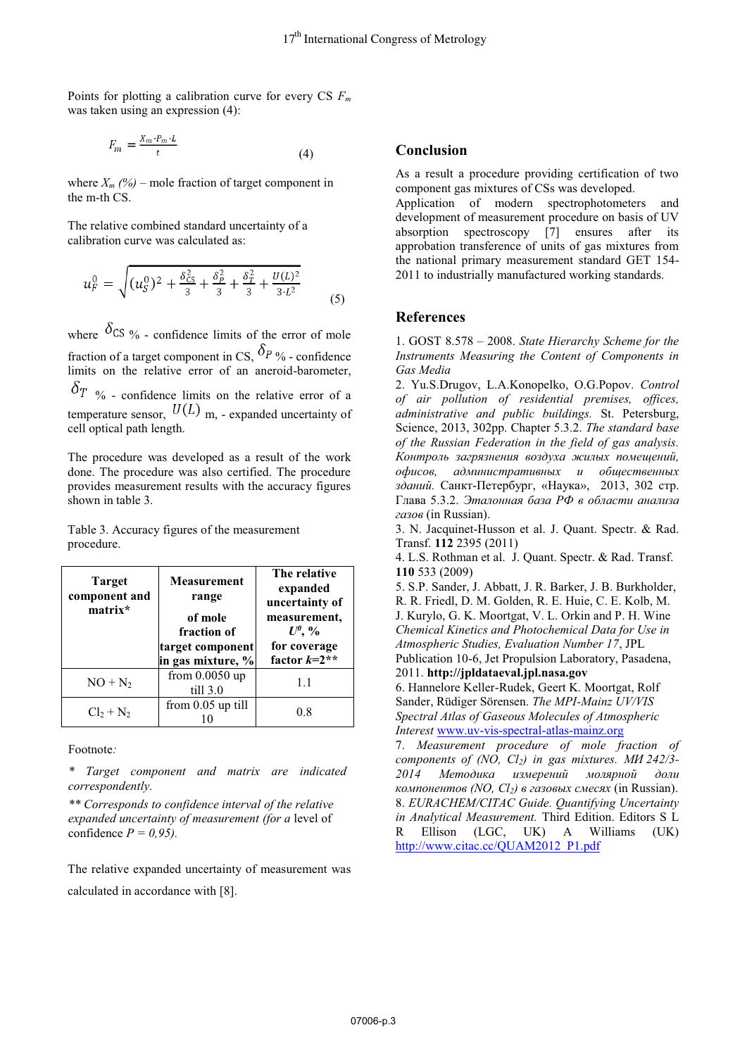Points for plotting a calibration curve for every CS $F_m$ was taken using an expression (4):

$$F_m = \frac{X_m \cdot P_m \cdot L}{t} \tag{4}$$

where $X_m$ *(%)* – mole fraction of target component in the m-th CS.

The relative combined standard uncertainty of a calibration curve was calculated as:

$$u_F^0 = \sqrt{(u_S^0)^2 + \frac{\delta_{CS}^2}{3} + \frac{\delta_P^2}{3} + \frac{\delta_T^2}{3} + \frac{U(L)^2}{3 \cdot L^2}} \tag{5}$$

where $\delta_{CS}$ % - confidence limits of the error of mole fraction of a target component in CS, $\delta_P$ % - confidence limits on the relative error of an aneroid-barometer, $\delta_T$ % - confidence limits on the relative error of a temperature sensor, $U(L)$ m, - expanded uncertainty of cell optical path length.

The procedure was developed as a result of the work done. The procedure was also certified. The procedure provides measurement results with the accuracy figures shown in table 3.

Table 3. Accuracy figures of the measurement procedure.

| **Target component and matrix*** | **Measurement range of mole fraction of target component in gas mixture, %** | **The relative expanded uncertainty of measurement, $U^0$, % for coverage factor $k$=2**** |
|---|---|---|
| $NO + N_2$ | from 0.0050 up till 3.0 | 1.1 |
| $Cl_2 + N_2$ | from 0.05 up till 10 | 0.8 |

Footnote*:*

\* *Target component and matrix are indicated correspondently.*

*** Corresponds to confidence interval of the relative expanded uncertainty of measurement (for a* level of confidence $P = 0,95$*).*

The relative expanded uncertainty of measurement was calculated in accordance with [8].

## Conclusion

As a result a procedure providing certification of two component gas mixtures of CSs was developed.

Application of modern spectrophotometers and development of measurement procedure on basis of UV absorption spectroscopy [7] ensures after its approbation transference of units of gas mixtures from the national primary measurement standard GET 154-2011 to industrially manufactured working standards.

## References

1. GOST 8.578 – 2008. *State Hierarchy Scheme for the Instruments Measuring the Content of Components in Gas Media*
2. Yu.S.Drugov, L.A.Konopelko, O.G.Popov. *Control of air pollution of residential premises, offices, administrative and public buildings.* St. Petersburg, Science, 2013, 302pp. Chapter 5.3.2. *The standard base of the Russian Federation in the field of gas analysis. Контроль загрязнения воздуха жилых помещений, офисов, административных и общественных зданий.* Санкт-Петербург, «Наука», 2013, 302 стр. Глава 5.3.2. *Эталонная база РФ в области анализа газов* (in Russian).
3. N. Jacquinet-Husson et al. J. Quant. Spectr. & Rad. Transf. **112** 2395 (2011)
4. L.S. Rothman et al. J. Quant. Spectr. & Rad. Transf. **110** 533 (2009)
5. S.P. Sander, J. Abbatt, J. R. Barker, J. B. Burkholder, R. R. Friedl, D. M. Golden, R. E. Huie, C. E. Kolb, M. J. Kurylo, G. K. Moortgat, V. L. Orkin and P. H. Wine *Chemical Kinetics and Photochemical Data for Use in Atmospheric Studies, Evaluation Number 17*, JPL Publication 10-6, Jet Propulsion Laboratory, Pasadena, 2011. **http://jpldataeval.jpl.nasa.gov**
6. Hannelore Keller-Rudek, Geert K. Moortgat, Rolf Sander, Rüdiger Sörensen. *The MPI-Mainz UV/VIS Spectral Atlas of Gaseous Molecules of Atmospheric Interest* www.uv-vis-spectral-atlas-mainz.org
7. *Measurement procedure of mole fraction of components of (NO, $Cl_2$) in gas mixtures. МИ 242/3-2014 Методика измерений молярной доли компонентов (NO, $Cl_2$) в газовых смесях* (in Russian).
8. *EURACHEM/CITAC Guide. Quantifying Uncertainty in Analytical Measurement.* Third Edition. Editors S L R Ellison (LGC, UK) A Williams (UK) http://www.citac.cc/QUAM2012_P1.pdf